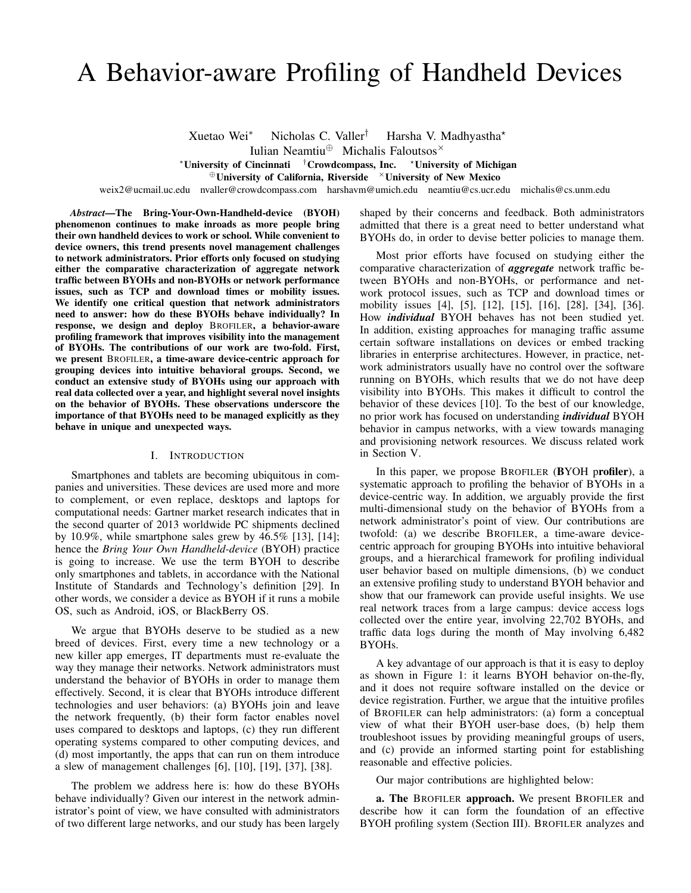# A Behavior-aware Profiling of Handheld Devices

Xuetao Wei[*] Nicholas C. Valler[†] Harsha V. Madhyastha[⋆]
Iulian Neamtiu[⊕] Michalis Faloutsos[×]

[*]**University of Cincinnati** [†]**Crowdcompass, Inc.** [⋆]**University of Michigan**
[⊕]**University of California, Riverside** [×]**University of New Mexico**

weix2@ucmail.uc.edu nvaller@crowdcompass.com harshavm@umich.edu neamtiu@cs.ucr.edu michalis@cs.unm.edu

***Abstract*—The Bring-Your-Own-Handheld-device (BYOH) phenomenon continues to make inroads as more people bring their own handheld devices to work or school. While convenient to device owners, this trend presents novel management challenges to network administrators. Prior efforts only focused on studying either the comparative characterization of aggregate network traffic between BYOHs and non-BYOHs or network performance issues, such as TCP and download times or mobility issues. We identify one critical question that network administrators need to answer: how do these BYOHs behave individually? In response, we design and deploy BROFILER, a behavior-aware profiling framework that improves visibility into the management of BYOHs. The contributions of our work are two-fold. First, we present BROFILER, a time-aware device-centric approach for grouping devices into intuitive behavioral groups. Second, we conduct an extensive study of BYOHs using our approach with real data collected over a year, and highlight several novel insights on the behavior of BYOHs. These observations underscore the importance of that BYOHs need to be managed explicitly as they behave in unique and unexpected ways.**

## I. Introduction

Smartphones and tablets are becoming ubiquitous in companies and universities. These devices are used more and more to complement, or even replace, desktops and laptops for computational needs: Gartner market research indicates that in the second quarter of 2013 worldwide PC shipments declined by 10.9%, while smartphone sales grew by 46.5% [13], [14]; hence the *Bring Your Own Handheld-device* (BYOH) practice is going to increase. We use the term BYOH to describe only smartphones and tablets, in accordance with the National Institute of Standards and Technology's definition [29]. In other words, we consider a device as BYOH if it runs a mobile OS, such as Android, iOS, or BlackBerry OS.

We argue that BYOHs deserve to be studied as a new breed of devices. First, every time a new technology or a new killer app emerges, IT departments must re-evaluate the way they manage their networks. Network administrators must understand the behavior of BYOHs in order to manage them effectively. Second, it is clear that BYOHs introduce different technologies and user behaviors: (a) BYOHs join and leave the network frequently, (b) their form factor enables novel uses compared to desktops and laptops, (c) they run different operating systems compared to other computing devices, and (d) most importantly, the apps that can run on them introduce a slew of management challenges [6], [10], [19], [37], [38].

The problem we address here is: how do these BYOHs behave individually? Given our interest in the network administrator's point of view, we have consulted with administrators of two different large networks, and our study has been largely shaped by their concerns and feedback. Both administrators admitted that there is a great need to better understand what BYOHs do, in order to devise better policies to manage them.

Most prior efforts have focused on studying either the comparative characterization of ***aggregate*** network traffic between BYOHs and non-BYOHs, or performance and network protocol issues, such as TCP and download times or mobility issues [4], [5], [12], [15], [16], [28], [34], [36]. How ***individual*** BYOH behaves has not been studied yet. In addition, existing approaches for managing traffic assume certain software installations on devices or embed tracking libraries in enterprise architectures. However, in practice, network administrators usually have no control over the software running on BYOHs, which results that we do not have deep visibility into BYOHs. This makes it difficult to control the behavior of these devices [10]. To the best of our knowledge, no prior work has focused on understanding ***individual*** BYOH behavior in campus networks, with a view towards managing and provisioning network resources. We discuss related work in Section V.

In this paper, we propose BROFILER (**B**YOH p**rofiler**), a systematic approach to profiling the behavior of BYOHs in a device-centric way. In addition, we arguably provide the first multi-dimensional study on the behavior of BYOHs from a network administrator's point of view. Our contributions are twofold: (a) we describe BROFILER, a time-aware device-centric approach for grouping BYOHs into intuitive behavioral groups, and a hierarchical framework for profiling individual user behavior based on multiple dimensions, (b) we conduct an extensive profiling study to understand BYOH behavior and show that our framework can provide useful insights. We use real network traces from a large campus: device access logs collected over the entire year, involving 22,702 BYOHs, and traffic data logs during the month of May involving 6,482 BYOHs.

A key advantage of our approach is that it is easy to deploy as shown in Figure 1: it learns BYOH behavior on-the-fly, and it does not require software installed on the device or device registration. Further, we argue that the intuitive profiles of BROFILER can help administrators: (a) form a conceptual view of what their BYOH user-base does, (b) help them troubleshoot issues by providing meaningful groups of users, and (c) provide an informed starting point for establishing reasonable and effective policies.

Our major contributions are highlighted below:

**a. The BROFILER approach.** We present BROFILER and describe how it can form the foundation of an effective BYOH profiling system (Section III). BROFILER analyzes and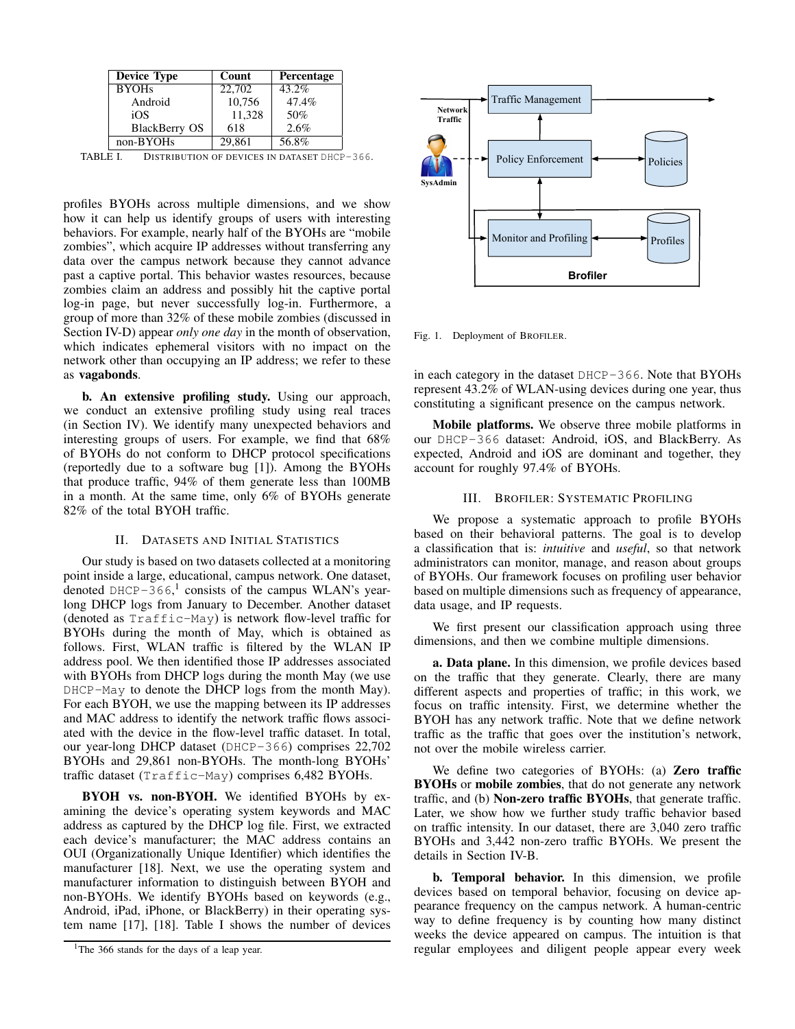| Device Type | Count | Percentage |
|---|---|---|
| BYOHs | 22,702 | 43.2% |
| Android | 10,756 | 47.4% |
| iOS | 11,328 | 50% |
| BlackBerry OS | 618 | 2.6% |
| non-BYOHs | 29,861 | 56.8% |

TABLE I. DISTRIBUTION OF DEVICES IN DATASET DHCP-366.

profiles BYOHs across multiple dimensions, and we show how it can help us identify groups of users with interesting behaviors. For example, nearly half of the BYOHs are "mobile zombies", which acquire IP addresses without transferring any data over the campus network because they cannot advance past a captive portal. This behavior wastes resources, because zombies claim an address and possibly hit the captive portal log-in page, but never successfully log-in. Furthermore, a group of more than 32% of these mobile zombies (discussed in Section IV-D) appear *only one day* in the month of observation, which indicates ephemeral visitors with no impact on the network other than occupying an IP address; we refer to these as **vagabonds**.

**b. An extensive profiling study.** Using our approach, we conduct an extensive profiling study using real traces (in Section IV). We identify many unexpected behaviors and interesting groups of users. For example, we find that 68% of BYOHs do not conform to DHCP protocol specifications (reportedly due to a software bug [1]). Among the BYOHs that produce traffic, 94% of them generate less than 100MB in a month. At the same time, only 6% of BYOHs generate 82% of the total BYOH traffic.

## II. DATASETS AND INITIAL STATISTICS

Our study is based on two datasets collected at a monitoring point inside a large, educational, campus network. One dataset, denoted DHCP-366,[1] consists of the campus WLAN's year-long DHCP logs from January to December. Another dataset (denoted as Traffic-May) is network flow-level traffic for BYOHs during the month of May, which is obtained as follows. First, WLAN traffic is filtered by the WLAN IP address pool. We then identified those IP addresses associated with BYOHs from DHCP logs during the month May (we use DHCP-May to denote the DHCP logs from the month May). For each BYOH, we use the mapping between its IP addresses and MAC address to identify the network traffic flows associated with the device in the flow-level traffic dataset. In total, our year-long DHCP dataset (DHCP-366) comprises 22,702 BYOHs and 29,861 non-BYOHs. The month-long BYOHs' traffic dataset (Traffic-May) comprises 6,482 BYOHs.

**BYOH vs. non-BYOH.** We identified BYOHs by examining the device's operating system keywords and MAC address as captured by the DHCP log file. First, we extracted each device's manufacturer; the MAC address contains an OUI (Organizationally Unique Identifier) which identifies the manufacturer [18]. Next, we use the operating system and manufacturer information to distinguish between BYOH and non-BYOHs. We identify BYOHs based on keywords (e.g., Android, iPad, iPhone, or BlackBerry) in their operating system name [17], [18]. Table I shows the number of devices in each category in the dataset DHCP-366. Note that BYOHs represent 43.2% of WLAN-using devices during one year, thus constituting a significant presence on the campus network.

[1] The 366 stands for the days of a leap year.

Fig. 1. Deployment of BROFILER.

**Mobile platforms.** We observe three mobile platforms in our DHCP-366 dataset: Android, iOS, and BlackBerry. As expected, Android and iOS are dominant and together, they account for roughly 97.4% of BYOHs.

## III. BROFILER: SYSTEMATIC PROFILING

We propose a systematic approach to profile BYOHs based on their behavioral patterns. The goal is to develop a classification that is: *intuitive* and *useful*, so that network administrators can monitor, manage, and reason about groups of BYOHs. Our framework focuses on profiling user behavior based on multiple dimensions such as frequency of appearance, data usage, and IP requests.

We first present our classification approach using three dimensions, and then we combine multiple dimensions.

**a. Data plane.** In this dimension, we profile devices based on the traffic that they generate. Clearly, there are many different aspects and properties of traffic; in this work, we focus on traffic intensity. First, we determine whether the BYOH has any network traffic. Note that we define network traffic as the traffic that goes over the institution's network, not over the mobile wireless carrier.

We define two categories of BYOHs: (a) **Zero traffic BYOHs** or **mobile zombies**, that do not generate any network traffic, and (b) **Non-zero traffic BYOHs**, that generate traffic. Later, we show how we further study traffic behavior based on traffic intensity. In our dataset, there are 3,040 zero traffic BYOHs and 3,442 non-zero traffic BYOHs. We present the details in Section IV-B.

**b. Temporal behavior.** In this dimension, we profile devices based on temporal behavior, focusing on device appearance frequency on the campus network. A human-centric way to define frequency is by counting how many distinct weeks the device appeared on campus. The intuition is that regular employees and diligent people appear every week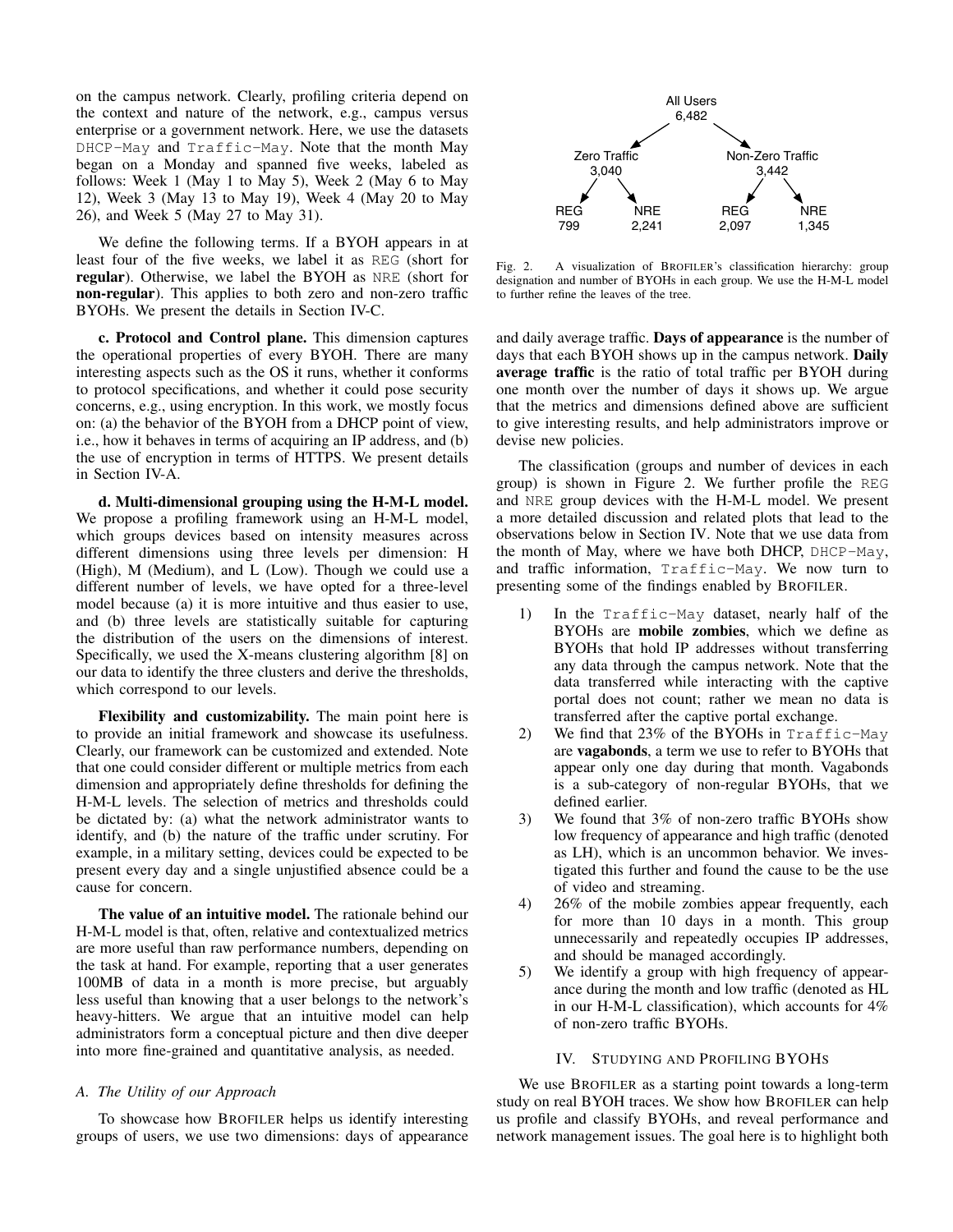on the campus network. Clearly, profiling criteria depend on the context and nature of the network, e.g., campus versus enterprise or a government network. Here, we use the datasets DHCP-May and Traffic-May. Note that the month May began on a Monday and spanned five weeks, labeled as follows: Week 1 (May 1 to May 5), Week 2 (May 6 to May 12), Week 3 (May 13 to May 19), Week 4 (May 20 to May 26), and Week 5 (May 27 to May 31).

We define the following terms. If a BYOH appears in at least four of the five weeks, we label it as REG (short for **regular**). Otherwise, we label the BYOH as NRE (short for **non-regular**). This applies to both zero and non-zero traffic BYOHs. We present the details in Section IV-C.

**c. Protocol and Control plane.** This dimension captures the operational properties of every BYOH. There are many interesting aspects such as the OS it runs, whether it conforms to protocol specifications, and whether it could pose security concerns, e.g., using encryption. In this work, we mostly focus on: (a) the behavior of the BYOH from a DHCP point of view, i.e., how it behaves in terms of acquiring an IP address, and (b) the use of encryption in terms of HTTPS. We present details in Section IV-A.

**d. Multi-dimensional grouping using the H-M-L model.** We propose a profiling framework using an H-M-L model, which groups devices based on intensity measures across different dimensions using three levels per dimension: H (High), M (Medium), and L (Low). Though we could use a different number of levels, we have opted for a three-level model because (a) it is more intuitive and thus easier to use, and (b) three levels are statistically suitable for capturing the distribution of the users on the dimensions of interest. Specifically, we used the X-means clustering algorithm [8] on our data to identify the three clusters and derive the thresholds, which correspond to our levels.

**Flexibility and customizability.** The main point here is to provide an initial framework and showcase its usefulness. Clearly, our framework can be customized and extended. Note that one could consider different or multiple metrics from each dimension and appropriately define thresholds for defining the H-M-L levels. The selection of metrics and thresholds could be dictated by: (a) what the network administrator wants to identify, and (b) the nature of the traffic under scrutiny. For example, in a military setting, devices could be expected to be present every day and a single unjustified absence could be a cause for concern.

**The value of an intuitive model.** The rationale behind our H-M-L model is that, often, relative and contextualized metrics are more useful than raw performance numbers, depending on the task at hand. For example, reporting that a user generates 100MB of data in a month is more precise, but arguably less useful than knowing that a user belongs to the network's heavy-hitters. We argue that an intuitive model can help administrators form a conceptual picture and then dive deeper into more fine-grained and quantitative analysis, as needed.

### *A. The Utility of our Approach*

To showcase how BROFILER helps us identify interesting groups of users, we use two dimensions: days of appearance and daily average traffic. **Days of appearance** is the number of days that each BYOH shows up in the campus network. **Daily average traffic** is the ratio of total traffic per BYOH during one month over the number of days it shows up. We argue that the metrics and dimensions defined above are sufficient to give interesting results, and help administrators improve or devise new policies.

All Users
6,482
Zero Traffic
3,040
Non-Zero Traffic
3,442
REG
799
NRE
2,241
REG
2,097
NRE
1,345

Fig. 2. A visualization of BROFILER's classification hierarchy: group designation and number of BYOHs in each group. We use the H-M-L model to further refine the leaves of the tree.

The classification (groups and number of devices in each group) is shown in Figure 2. We further profile the REG and NRE group devices with the H-M-L model. We present a more detailed discussion and related plots that lead to the observations below in Section IV. Note that we use data from the month of May, where we have both DHCP, DHCP-May, and traffic information, Traffic-May. We now turn to presenting some of the findings enabled by BROFILER.

1) In the Traffic-May dataset, nearly half of the BYOHs are **mobile zombies**, which we define as BYOHs that hold IP addresses without transferring any data through the campus network. Note that the data transferred while interacting with the captive portal does not count; rather we mean no data is transferred after the captive portal exchange.
2) We find that 23% of the BYOHs in Traffic-May are **vagabonds**, a term we use to refer to BYOHs that appear only one day during that month. Vagabonds is a sub-category of non-regular BYOHs, that we defined earlier.
3) We found that 3% of non-zero traffic BYOHs show low frequency of appearance and high traffic (denoted as LH), which is an uncommon behavior. We investigated this further and found the cause to be the use of video and streaming.
4) 26% of the mobile zombies appear frequently, each for more than 10 days in a month. This group unnecessarily and repeatedly occupies IP addresses, and should be managed accordingly.
5) We identify a group with high frequency of appearance during the month and low traffic (denoted as HL in our H-M-L classification), which accounts for 4% of non-zero traffic BYOHs.

## IV. STUDYING AND PROFILING BYOHS

We use BROFILER as a starting point towards a long-term study on real BYOH traces. We show how BROFILER can help us profile and classify BYOHs, and reveal performance and network management issues. The goal here is to highlight both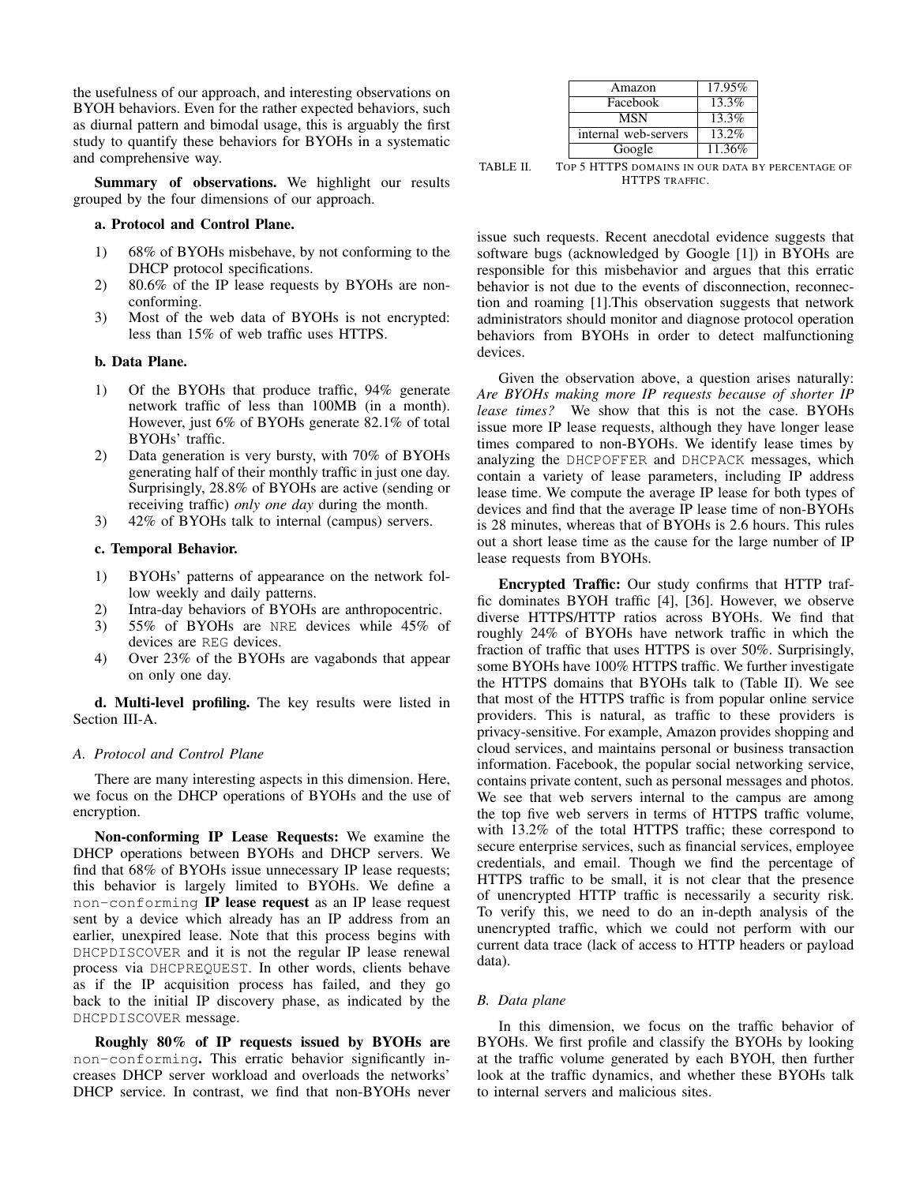the usefulness of our approach, and interesting observations on BYOH behaviors. Even for the rather expected behaviors, such as diurnal pattern and bimodal usage, this is arguably the first study to quantify these behaviors for BYOHs in a systematic and comprehensive way.

**Summary of observations.** We highlight our results grouped by the four dimensions of our approach.

**a. Protocol and Control Plane.**

1) 68% of BYOHs misbehave, by not conforming to the DHCP protocol specifications.
2) 80.6% of the IP lease requests by BYOHs are non-conforming.
3) Most of the web data of BYOHs is not encrypted: less than 15% of web traffic uses HTTPS.

**b. Data Plane.**

1) Of the BYOHs that produce traffic, 94% generate network traffic of less than 100MB (in a month). However, just 6% of BYOHs generate 82.1% of total BYOHs' traffic.
2) Data generation is very bursty, with 70% of BYOHs generating half of their monthly traffic in just one day. Surprisingly, 28.8% of BYOHs are active (sending or receiving traffic) *only one day* during the month.
3) 42% of BYOHs talk to internal (campus) servers.

**c. Temporal Behavior.**

1) BYOHs' patterns of appearance on the network follow weekly and daily patterns.
2) Intra-day behaviors of BYOHs are anthropocentric.
3) 55% of BYOHs are NRE devices while 45% of devices are REG devices.
4) Over 23% of the BYOHs are vagabonds that appear on only one day.

**d. Multi-level profiling.** The key results were listed in Section III-A.

### A. Protocol and Control Plane

There are many interesting aspects in this dimension. Here, we focus on the DHCP operations of BYOHs and the use of encryption.

**Non-conforming IP Lease Requests:** We examine the DHCP operations between BYOHs and DHCP servers. We find that 68% of BYOHs issue unnecessary IP lease requests; this behavior is largely limited to BYOHs. We define a non-conforming **IP lease request** as an IP lease request sent by a device which already has an IP address from an earlier, unexpired lease. Note that this process begins with DHCPDISCOVER and it is not the regular IP lease renewal process via DHCPREQUEST. In other words, clients behave as if the IP acquisition process has failed, and they go back to the initial IP discovery phase, as indicated by the DHCPDISCOVER message.

**Roughly 80% of IP requests issued by BYOHs are non-conforming.** This erratic behavior significantly increases DHCP server workload and overloads the networks' DHCP service. In contrast, we find that non-BYOHs never issue such requests. Recent anecdotal evidence suggests that software bugs (acknowledged by Google [1]) in BYOHs are responsible for this misbehavior and argues that this erratic behavior is not due to the events of disconnection, reconnection and roaming [1].This observation suggests that network administrators should monitor and diagnose protocol operation behaviors from BYOHs in order to detect malfunctioning devices.

| Amazon | 17.95% |
|---|---|
| Facebook | 13.3% |
| MSN | 13.3% |
| internal web-servers | 13.2% |
| Google | 11.36% |

TABLE II. TOP 5 HTTPS DOMAINS IN OUR DATA BY PERCENTAGE OF HTTPS TRAFFIC.

Given the observation above, a question arises naturally: *Are BYOHs making more IP requests because of shorter IP lease times?* We show that this is not the case. BYOHs issue more IP lease requests, although they have longer lease times compared to non-BYOHs. We identify lease times by analyzing the DHCPOFFER and DHCPACK messages, which contain a variety of lease parameters, including IP address lease time. We compute the average IP lease for both types of devices and find that the average IP lease time of non-BYOHs is 28 minutes, whereas that of BYOHs is 2.6 hours. This rules out a short lease time as the cause for the large number of IP lease requests from BYOHs.

**Encrypted Traffic:** Our study confirms that HTTP traffic dominates BYOH traffic [4], [36]. However, we observe diverse HTTPS/HTTP ratios across BYOHs. We find that roughly 24% of BYOHs have network traffic in which the fraction of traffic that uses HTTPS is over 50%. Surprisingly, some BYOHs have 100% HTTPS traffic. We further investigate the HTTPS domains that BYOHs talk to (Table II). We see that most of the HTTPS traffic is from popular online service providers. This is natural, as traffic to these providers is privacy-sensitive. For example, Amazon provides shopping and cloud services, and maintains personal or business transaction information. Facebook, the popular social networking service, contains private content, such as personal messages and photos. We see that web servers internal to the campus are among the top five web servers in terms of HTTPS traffic volume, with 13.2% of the total HTTPS traffic; these correspond to secure enterprise services, such as financial services, employee credentials, and email. Though we find the percentage of HTTPS traffic to be small, it is not clear that the presence of unencrypted HTTP traffic is necessarily a security risk. To verify this, we need to do an in-depth analysis of the unencrypted traffic, which we could not perform with our current data trace (lack of access to HTTP headers or payload data).

### B. Data plane

In this dimension, we focus on the traffic behavior of BYOHs. We first profile and classify the BYOHs by looking at the traffic volume generated by each BYOH, then further look at the traffic dynamics, and whether these BYOHs talk to internal servers and malicious sites.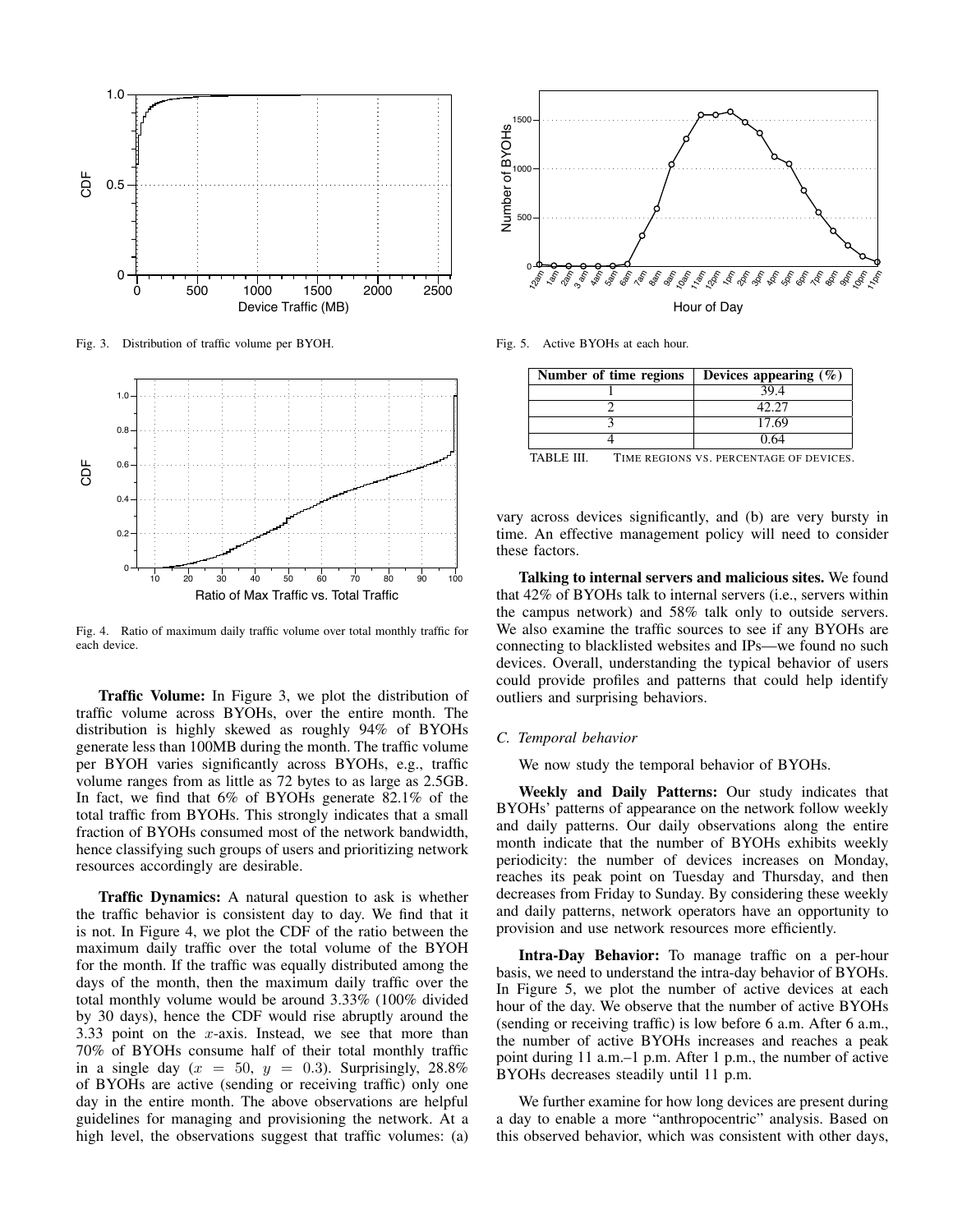Fig. 3. Distribution of traffic volume per BYOH.

Fig. 4. Ratio of maximum daily traffic volume over total monthly traffic for each device.

**Traffic Volume:** In Figure 3, we plot the distribution of traffic volume across BYOHs, over the entire month. The distribution is highly skewed as roughly 94% of BYOHs generate less than 100MB during the month. The traffic volume per BYOH varies significantly across BYOHs, e.g., traffic volume ranges from as little as 72 bytes to as large as 2.5GB. In fact, we find that 6% of BYOHs generate 82.1% of the total traffic from BYOHs. This strongly indicates that a small fraction of BYOHs consumed most of the network bandwidth, hence classifying such groups of users and prioritizing network resources accordingly are desirable.

**Traffic Dynamics:** A natural question to ask is whether the traffic behavior is consistent day to day. We find that it is not. In Figure 4, we plot the CDF of the ratio between the maximum daily traffic over the total volume of the BYOH for the month. If the traffic was equally distributed among the days of the month, then the maximum daily traffic over the total monthly volume would be around 3.33% (100% divided by 30 days), hence the CDF would rise abruptly around the 3.33 point on the $x$-axis. Instead, we see that more than 70% of BYOHs consume half of their total monthly traffic in a single day ($x = 50$, $y = 0.3$). Surprisingly, 28.8% of BYOHs are active (sending or receiving traffic) only one day in the entire month. The above observations are helpful guidelines for managing and provisioning the network. At a high level, the observations suggest that traffic volumes: (a) vary across devices significantly, and (b) are very bursty in time. An effective management policy will need to consider these factors.

Fig. 5. Active BYOHs at each hour.

| Number of time regions | Devices appearing (%) |
|---|---|
| 1 | 39.4 |
| 2 | 42.27 |
| 3 | 17.69 |
| 4 | 0.64 |

TABLE III. TIME REGIONS VS. PERCENTAGE OF DEVICES.

**Talking to internal servers and malicious sites.** We found that 42% of BYOHs talk to internal servers (i.e., servers within the campus network) and 58% talk only to outside servers. We also examine the traffic sources to see if any BYOHs are connecting to blacklisted websites and IPs—we found no such devices. Overall, understanding the typical behavior of users could provide profiles and patterns that could help identify outliers and surprising behaviors.

### *C. Temporal behavior*

We now study the temporal behavior of BYOHs.

**Weekly and Daily Patterns:** Our study indicates that BYOHs' patterns of appearance on the network follow weekly and daily patterns. Our daily observations along the entire month indicate that the number of BYOHs exhibits weekly periodicity: the number of devices increases on Monday, reaches its peak point on Tuesday and Thursday, and then decreases from Friday to Sunday. By considering these weekly and daily patterns, network operators have an opportunity to provision and use network resources more efficiently.

**Intra-Day Behavior:** To manage traffic on a per-hour basis, we need to understand the intra-day behavior of BYOHs. In Figure 5, we plot the number of active devices at each hour of the day. We observe that the number of active BYOHs (sending or receiving traffic) is low before 6 a.m. After 6 a.m., the number of active BYOHs increases and reaches a peak point during 11 a.m.–1 p.m. After 1 p.m., the number of active BYOHs decreases steadily until 11 p.m.

We further examine for how long devices are present during a day to enable a more "anthropocentric" analysis. Based on this observed behavior, which was consistent with other days,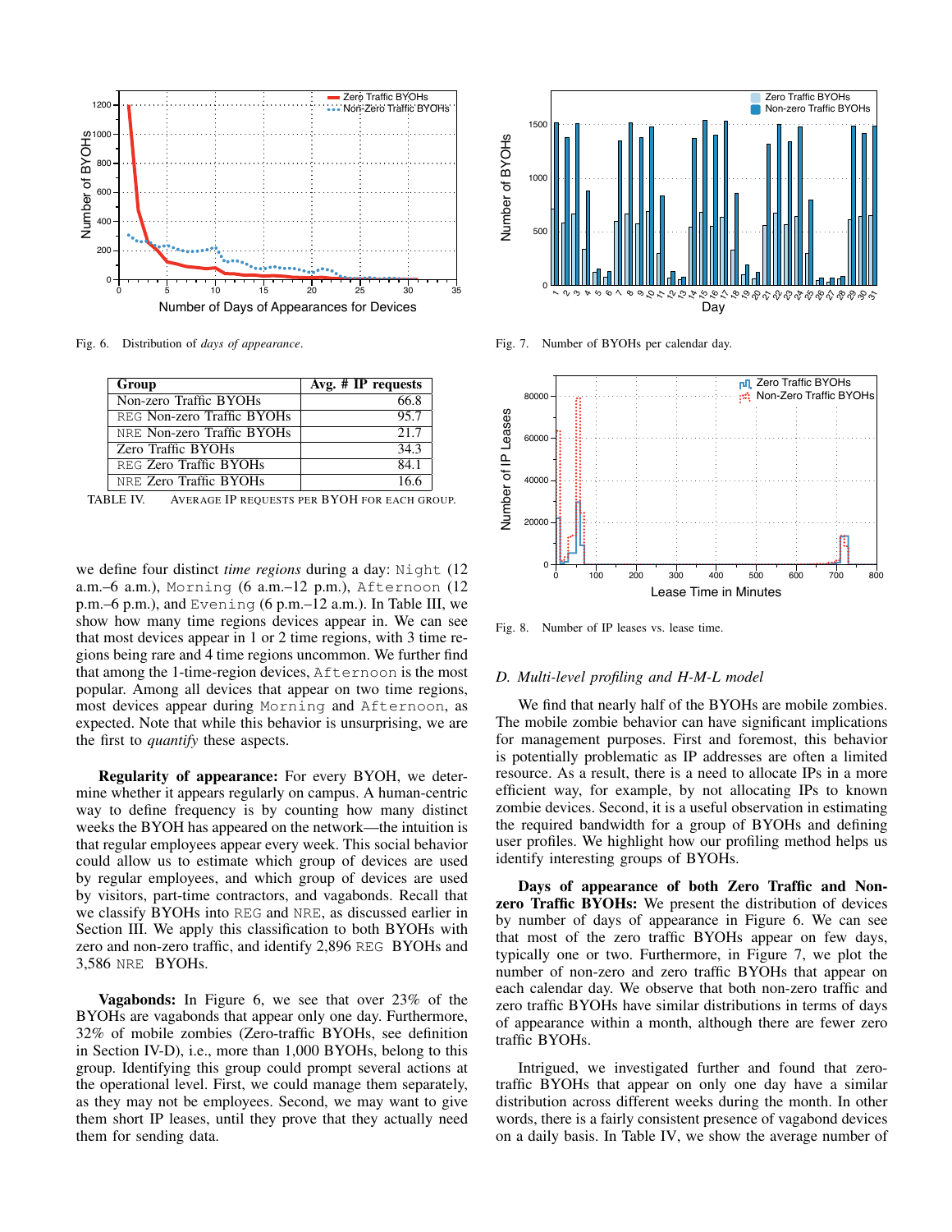Fig. 6. Distribution of *days of appearance*.

Fig. 7. Number of BYOHs per calendar day.

| Group | Avg. # IP requests |
|---|---|
| Non-zero Traffic BYOHs | 66.8 |
| REG Non-zero Traffic BYOHs | 95.7 |
| NRE Non-zero Traffic BYOHs | 21.7 |
| Zero Traffic BYOHs | 34.3 |
| REG Zero Traffic BYOHs | 84.1 |
| NRE Zero Traffic BYOHs | 16.6 |

TABLE IV. AVERAGE IP REQUESTS PER BYOH FOR EACH GROUP.

Fig. 8. Number of IP leases vs. lease time.

we define four distinct *time regions* during a day: Night (12 a.m.–6 a.m.), Morning (6 a.m.–12 p.m.), Afternoon (12 p.m.–6 p.m.), and Evening (6 p.m.–12 a.m.). In Table III, we show how many time regions devices appear in. We can see that most devices appear in 1 or 2 time regions, with 3 time regions being rare and 4 time regions uncommon. We further find that among the 1-time-region devices, Afternoon is the most popular. Among all devices that appear on two time regions, most devices appear during Morning and Afternoon, as expected. Note that while this behavior is unsurprising, we are the first to *quantify* these aspects.

**Regularity of appearance:** For every BYOH, we determine whether it appears regularly on campus. A human-centric way to define frequency is by counting how many distinct weeks the BYOH has appeared on the network—the intuition is that regular employees appear every week. This social behavior could allow us to estimate which group of devices are used by regular employees, and which group of devices are used by visitors, part-time contractors, and vagabonds. Recall that we classify BYOHs into REG and NRE, as discussed earlier in Section III. We apply this classification to both BYOHs with zero and non-zero traffic, and identify 2,896 REG BYOHs and 3,586 NRE BYOHs.

**Vagabonds:** In Figure 6, we see that over 23% of the BYOHs are vagabonds that appear only one day. Furthermore, 32% of mobile zombies (Zero-traffic BYOHs, see definition in Section IV-D), i.e., more than 1,000 BYOHs, belong to this group. Identifying this group could prompt several actions at the operational level. First, we could manage them separately, as they may not be employees. Second, we may want to give them short IP leases, until they prove that they actually need them for sending data.

### D. Multi-level profiling and H-M-L model

We find that nearly half of the BYOHs are mobile zombies. The mobile zombie behavior can have significant implications for management purposes. First and foremost, this behavior is potentially problematic as IP addresses are often a limited resource. As a result, there is a need to allocate IPs in a more efficient way, for example, by not allocating IPs to known zombie devices. Second, it is a useful observation in estimating the required bandwidth for a group of BYOHs and defining user profiles. We highlight how our profiling method helps us identify interesting groups of BYOHs.

**Days of appearance of both Zero Traffic and Non-zero Traffic BYOHs:** We present the distribution of devices by number of days of appearance in Figure 6. We can see that most of the zero traffic BYOHs appear on few days, typically one or two. Furthermore, in Figure 7, we plot the number of non-zero and zero traffic BYOHs that appear on each calendar day. We observe that both non-zero traffic and zero traffic BYOHs have similar distributions in terms of days of appearance within a month, although there are fewer zero traffic BYOHs.

Intrigued, we investigated further and found that zero-traffic BYOHs that appear on only one day have a similar distribution across different weeks during the month. In other words, there is a fairly consistent presence of vagabond devices on a daily basis. In Table IV, we show the average number of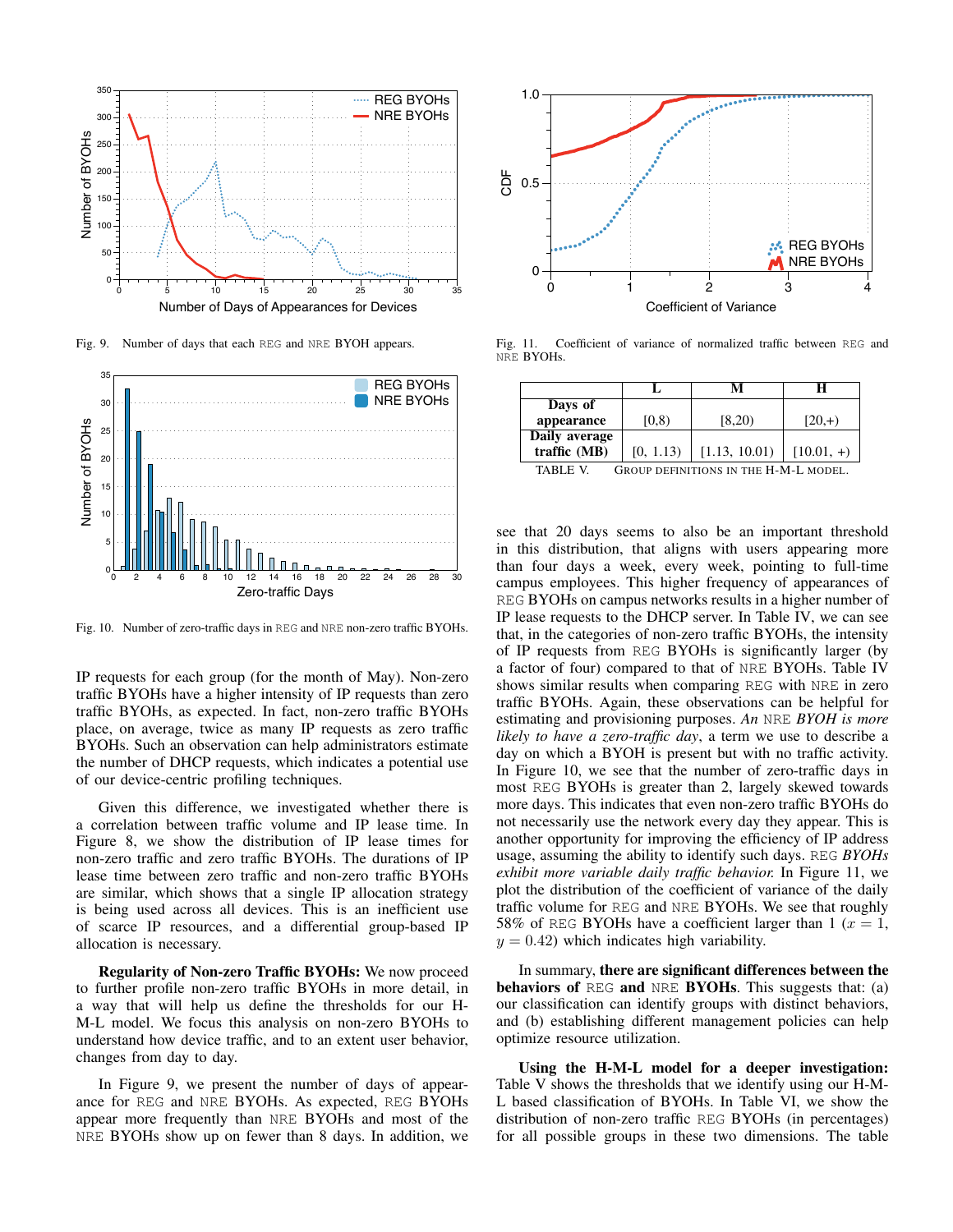350
300
250
200
150
100
50
0

Number of BYOHs

0 5 10 15 20 25 30 35

Number of Days of Appearances for Devices

REG BYOHs
NRE BYOHs

Fig. 9. Number of days that each REG and NRE BYOH appears.

35
30
25
20
15
10
5
0

Number of BYOHs

0 2 4 6 8 10 12 14 16 18 20 22 24 26 28 30

Zero-traffic Days

REG BYOHs
NRE BYOHs

Fig. 10. Number of zero-traffic days in REG and NRE non-zero traffic BYOHs.

IP requests for each group (for the month of May). Non-zero traffic BYOHs have a higher intensity of IP requests than zero traffic BYOHs, as expected. In fact, non-zero traffic BYOHs place, on average, twice as many IP requests as zero traffic BYOHs. Such an observation can help administrators estimate the number of DHCP requests, which indicates a potential use of our device-centric profiling techniques.

Given this difference, we investigated whether there is a correlation between traffic volume and IP lease time. In Figure 8, we show the distribution of IP lease times for non-zero traffic and zero traffic BYOHs. The durations of IP lease time between zero traffic and non-zero traffic BYOHs are similar, which shows that a single IP allocation strategy is being used across all devices. This is an inefficient use of scarce IP resources, and a differential group-based IP allocation is necessary.

**Regularity of Non-zero Traffic BYOHs:** We now proceed to further profile non-zero traffic BYOHs in more detail, in a way that will help us define the thresholds for our H-M-L model. We focus this analysis on non-zero BYOHs to understand how device traffic, and to an extent user behavior, changes from day to day.

In Figure 9, we present the number of days of appearance for REG and NRE BYOHs. As expected, REG BYOHs appear more frequently than NRE BYOHs and most of the NRE BYOHs show up on fewer than 8 days. In addition, we

1.0
0.5
0

CDF

0 1 2 3 4

Coefficient of Variance

REG BYOHs
NRE BYOHs

Fig. 11. Coefficient of variance of normalized traffic between REG and NRE BYOHs.

| | L | M | H |
|---|---|---|---|
| Days of appearance | [0,8) | [8,20) | [20,+) |
| Daily average traffic (MB) | [0, 1.13) | [1.13, 10.01) | [10.01, +) |

TABLE V. Group definitions in the H-M-L model.

see that 20 days seems to also be an important threshold in this distribution, that aligns with users appearing more than four days a week, every week, pointing to full-time campus employees. This higher frequency of appearances of REG BYOHs on campus networks results in a higher number of IP lease requests to the DHCP server. In Table IV, we can see that, in the categories of non-zero traffic BYOHs, the intensity of IP requests from REG BYOHs is significantly larger (by a factor of four) compared to that of NRE BYOHs. Table IV shows similar results when comparing REG with NRE in zero traffic BYOHs. Again, these observations can be helpful for estimating and provisioning purposes. *An* NRE *BYOH is more likely to have a zero-traffic day*, a term we use to describe a day on which a BYOH is present but with no traffic activity. In Figure 10, we see that the number of zero-traffic days in most REG BYOHs is greater than 2, largely skewed towards more days. This indicates that even non-zero traffic BYOHs do not necessarily use the network every day they appear. This is another opportunity for improving the efficiency of IP address usage, assuming the ability to identify such days. REG *BYOHs exhibit more variable daily traffic behavior.* In Figure 11, we plot the distribution of the coefficient of variance of the daily traffic volume for REG and NRE BYOHs. We see that roughly 58% of REG BYOHs have a coefficient larger than 1 ($x = 1$, $y = 0.42$) which indicates high variability.

In summary, **there are significant differences between the behaviors of REG and NRE BYOHs**. This suggests that: (a) our classification can identify groups with distinct behaviors, and (b) establishing different management policies can help optimize resource utilization.

**Using the H-M-L model for a deeper investigation:** Table V shows the thresholds that we identify using our H-M-L based classification of BYOHs. In Table VI, we show the distribution of non-zero traffic REG BYOHs (in percentages) for all possible groups in these two dimensions. The table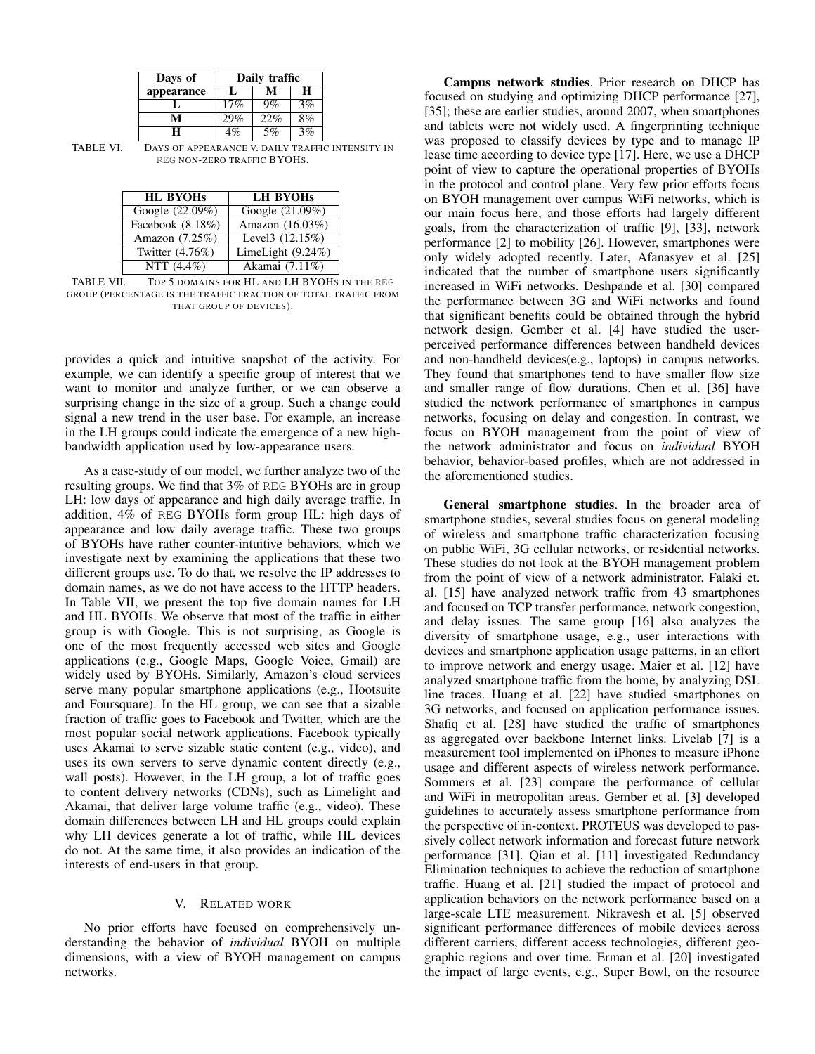| Days of appearance | Daily traffic | | |
|---|---|---|---|
| | L | M | H |
| L | 17% | 9% | 3% |
| M | 29% | 22% | 8% |
| H | 4% | 5% | 3% |

TABLE VI. DAYS OF APPEARANCE V. DAILY TRAFFIC INTENSITY IN REG NON-ZERO TRAFFIC BYOHS.

| HL BYOHs | LH BYOHs |
|---|---|
| Google (22.09%) | Google (21.09%) |
| Facebook (8.18%) | Amazon (16.03%) |
| Amazon (7.25%) | Level3 (12.15%) |
| Twitter (4.76%) | LimeLight (9.24%) |
| NTT (4.4%) | Akamai (7.11%) |

TABLE VII. TOP 5 DOMAINS FOR HL AND LH BYOHS IN THE REG GROUP (PERCENTAGE IS THE TRAFFIC FRACTION OF TOTAL TRAFFIC FROM THAT GROUP OF DEVICES).

provides a quick and intuitive snapshot of the activity. For example, we can identify a specific group of interest that we want to monitor and analyze further, or we can observe a surprising change in the size of a group. Such a change could signal a new trend in the user base. For example, an increase in the LH groups could indicate the emergence of a new high-bandwidth application used by low-appearance users.

As a case-study of our model, we further analyze two of the resulting groups. We find that 3% of REG BYOHs are in group LH: low days of appearance and high daily average traffic. In addition, 4% of REG BYOHs form group HL: high days of appearance and low daily average traffic. These two groups of BYOHs have rather counter-intuitive behaviors, which we investigate next by examining the applications that these two different groups use. To do that, we resolve the IP addresses to domain names, as we do not have access to the HTTP headers. In Table VII, we present the top five domain names for LH and HL BYOHs. We observe that most of the traffic in either group is with Google. This is not surprising, as Google is one of the most frequently accessed web sites and Google applications (e.g., Google Maps, Google Voice, Gmail) are widely used by BYOHs. Similarly, Amazon's cloud services serve many popular smartphone applications (e.g., Hootsuite and Foursquare). In the HL group, we can see that a sizable fraction of traffic goes to Facebook and Twitter, which are the most popular social network applications. Facebook typically uses Akamai to serve sizable static content (e.g., video), and uses its own servers to serve dynamic content directly (e.g., wall posts). However, in the LH group, a lot of traffic goes to content delivery networks (CDNs), such as Limelight and Akamai, that deliver large volume traffic (e.g., video). These domain differences between LH and HL groups could explain why LH devices generate a lot of traffic, while HL devices do not. At the same time, it also provides an indication of the interests of end-users in that group.

## V. RELATED WORK

No prior efforts have focused on comprehensively understanding the behavior of *individual* BYOH on multiple dimensions, with a view of BYOH management on campus networks.

**Campus network studies**. Prior research on DHCP has focused on studying and optimizing DHCP performance [27], [35]; these are earlier studies, around 2007, when smartphones and tablets were not widely used. A fingerprinting technique was proposed to classify devices by type and to manage IP lease time according to device type [17]. Here, we use a DHCP point of view to capture the operational properties of BYOHs in the protocol and control plane. Very few prior efforts focus on BYOH management over campus WiFi networks, which is our main focus here, and those efforts had largely different goals, from the characterization of traffic [9], [33], network performance [2] to mobility [26]. However, smartphones were only widely adopted recently. Later, Afanasyev et al. [25] indicated that the number of smartphone users significantly increased in WiFi networks. Deshpande et al. [30] compared the performance between 3G and WiFi networks and found that significant benefits could be obtained through the hybrid network design. Gember et al. [4] have studied the user-perceived performance differences between handheld devices and non-handheld devices(e.g., laptops) in campus networks. They found that smartphones tend to have smaller flow size and smaller range of flow durations. Chen et al. [36] have studied the network performance of smartphones in campus networks, focusing on delay and congestion. In contrast, we focus on BYOH management from the point of view of the network administrator and focus on *individual* BYOH behavior, behavior-based profiles, which are not addressed in the aforementioned studies.

**General smartphone studies**. In the broader area of smartphone studies, several studies focus on general modeling of wireless and smartphone traffic characterization focusing on public WiFi, 3G cellular networks, or residential networks. These studies do not look at the BYOH management problem from the point of view of a network administrator. Falaki et. al. [15] have analyzed network traffic from 43 smartphones and focused on TCP transfer performance, network congestion, and delay issues. The same group [16] also analyzes the diversity of smartphone usage, e.g., user interactions with devices and smartphone application usage patterns, in an effort to improve network and energy usage. Maier et al. [12] have analyzed smartphone traffic from the home, by analyzing DSL line traces. Huang et al. [22] have studied smartphones on 3G networks, and focused on application performance issues. Shafiq et al. [28] have studied the traffic of smartphones as aggregated over backbone Internet links. Livelab [7] is a measurement tool implemented on iPhones to measure iPhone usage and different aspects of wireless network performance. Sommers et al. [23] compare the performance of cellular and WiFi in metropolitan areas. Gember et al. [3] developed guidelines to accurately assess smartphone performance from the perspective of in-context. PROTEUS was developed to passively collect network information and forecast future network performance [31]. Qian et al. [11] investigated Redundancy Elimination techniques to achieve the reduction of smartphone traffic. Huang et al. [21] studied the impact of protocol and application behaviors on the network performance based on a large-scale LTE measurement. Nikravesh et al. [5] observed significant performance differences of mobile devices across different carriers, different access technologies, different geographic regions and over time. Erman et al. [20] investigated the impact of large events, e.g., Super Bowl, on the resource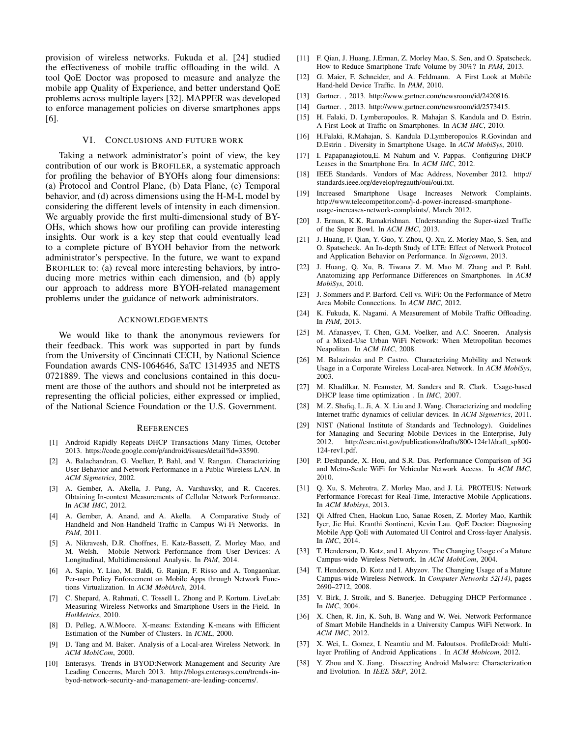provision of wireless networks. Fukuda et al. [24] studied the effectiveness of mobile traffic offloading in the wild. A tool QoE Doctor was proposed to measure and analyze the mobile app Quality of Experience, and better understand QoE problems across multiple layers [32]. MAPPER was developed to enforce management policies on diverse smartphones apps [6].

## VI. Conclusions and future work

Taking a network administrator's point of view, the key contribution of our work is BROFILER, a systematic approach for profiling the behavior of BYOHs along four dimensions: (a) Protocol and Control Plane, (b) Data Plane, (c) Temporal behavior, and (d) across dimensions using the H-M-L model by considering the different levels of intensity in each dimension. We arguably provide the first multi-dimensional study of BYOHs, which shows how our profiling can provide interesting insights. Our work is a key step that could eventually lead to a complete picture of BYOH behavior from the network administrator's perspective. In the future, we want to expand BROFILER to: (a) reveal more interesting behaviors, by introducing more metrics within each dimension, and (b) apply our approach to address more BYOH-related management problems under the guidance of network administrators.

## Acknowledgements

We would like to thank the anonymous reviewers for their feedback. This work was supported in part by funds from the University of Cincinnati CECH, by National Science Foundation awards CNS-1064646, SaTC 1314935 and NETS 0721889. The views and conclusions contained in this document are those of the authors and should not be interpreted as representing the official policies, either expressed or implied, of the National Science Foundation or the U.S. Government.

## References

[1] Android Rapidly Repeats DHCP Transactions Many Times, October 2013. https://code.google.com/p/android/issues/detail?id=33590.

[2] A. Balachandran, G. Voelker, P. Bahl, and V. Rangan. Characterizing User Behavior and Network Performance in a Public Wireless LAN. In *ACM Sigmetrics*, 2002.

[3] A. Gember, A. Akella, J. Pang, A. Varshavsky, and R. Caceres. Obtaining In-context Measurements of Cellular Network Performance. In *ACM IMC*, 2012.

[4] A. Gember, A. Anand, and A. Akella. A Comparative Study of Handheld and Non-Handheld Traffic in Campus Wi-Fi Networks. In *PAM*, 2011.

[5] A. Nikravesh, D.R. Choffnes, E. Katz-Bassett, Z. Morley Mao, and M. Welsh. Mobile Network Performance from User Devices: A Longitudinal, Multidimensional Analysis. In *PAM*, 2014.

[6] A. Sapio, Y. Liao, M. Baldi, G. Ranjan, F. Risso and A. Tongaonkar. Per-user Policy Enforcement on Mobile Apps through Network Functions Virtualization. In *ACM MobiArch*, 2014.

[7] C. Shepard, A. Rahmati, C. Tossell L. Zhong and P. Kortum. LiveLab: Measuring Wireless Networks and Smartphone Users in the Field. In *HotMetrics*, 2010.

[8] D. Pelleg, A.W.Moore. X-means: Extending K-means with Efficient Estimation of the Number of Clusters. In *ICML*, 2000.

[9] D. Tang and M. Baker. Analysis of a Local-area Wireless Network. In *ACM MobiCom*, 2000.

[10] Enterasys. Trends in BYOD:Network Management and Security Are Leading Concerns, March 2013. http://blogs.enterasys.com/trends-in-byod-network-security-and-management-are-leading-concerns/.

[11] F. Qian, J. Huang, J.Erman, Z. Morley Mao, S. Sen, and O. Spatscheck. How to Reduce Smartphone Trafc Volume by 30%? In *PAM*, 2013.

[12] G. Maier, F. Schneider, and A. Feldmann. A First Look at Mobile Hand-held Device Traffic. In *PAM*, 2010.

[13] Gartner. , 2013. http://www.gartner.com/newsroom/id/2420816.

[14] Gartner. , 2013. http://www.gartner.com/newsroom/id/2573415.

[15] H. Falaki, D. Lymberopoulos, R. Mahajan S. Kandula and D. Estrin. A First Look at Traffic on Smartphones. In *ACM IMC*, 2010.

[16] H.Falaki, R.Mahajan, S. Kandula D.Lymberopoulos R.Govindan and D.Estrin . Diversity in Smartphone Usage. In *ACM MobiSys*, 2010.

[17] I. Papapanagiotou,E. M Nahum and V. Pappas. Configuring DHCP Leases in the Smartphone Era. In *ACM IMC*, 2012.

[18] IEEE Standards. Vendors of Mac Address, November 2012. http://standards.ieee.org/develop/regauth/oui/oui.txt.

[19] Increased Smartphone Usage Increases Network Complaints. http://www.telecompetitor.com/j-d-power-increased-smartphone-usage-increases-network-complaints/, March 2012.

[20] J. Erman, K.K. Ramakrishnan. Understanding the Super-sized Traffic of the Super Bowl. In *ACM IMC*, 2013.

[21] J. Huang, F. Qian, Y. Guo, Y. Zhou, Q. Xu, Z. Morley Mao, S. Sen, and O. Spatscheck. An In-depth Study of LTE: Effect of Network Protocol and Application Behavior on Performance. In *Sigcomm*, 2013.

[22] J. Huang, Q. Xu, B. Tiwana Z. M. Mao M. Zhang and P. Bahl. Anatomizing app Performance Differences on Smartphones. In *ACM MobiSys*, 2010.

[23] J. Sommers and P. Barford. Cell vs. WiFi: On the Performance of Metro Area Mobile Connections. In *ACM IMC*, 2012.

[24] K. Fukuda, K. Nagami. A Measurement of Mobile Traffic Offloading. In *PAM*, 2013.

[25] M. Afanasyev, T. Chen, G.M. Voelker, and A.C. Snoeren. Analysis of a Mixed-Use Urban WiFi Network: When Metropolitan becomes Neapolitan. In *ACM IMC*, 2008.

[26] M. Balazinska and P. Castro. Characterizing Mobility and Network Usage in a Corporate Wireless Local-area Network. In *ACM MobiSys*, 2003.

[27] M. Khadilkar, N. Feamster, M. Sanders and R. Clark. Usage-based DHCP lease time optimization . In *IMC*, 2007.

[28] M. Z. Shafiq, L. Ji, A. X. Liu and J. Wang. Characterizing and modeling Internet traffic dynamics of cellular devices. In *ACM Sigmetrics*, 2011.

[29] NIST (National Institute of Standards and Technology). Guidelines for Managing and Securing Mobile Devices in the Enterprise, July 2012. http://csrc.nist.gov/publications/drafts/800-124r1/draft_sp800-124-rev1.pdf.

[30] P. Deshpande, X. Hou, and S.R. Das. Performance Comparison of 3G and Metro-Scale WiFi for Vehicular Network Access. In *ACM IMC*, 2010.

[31] Q. Xu, S. Mehrotra, Z. Morley Mao, and J. Li. PROTEUS: Network Performance Forecast for Real-Time, Interactive Mobile Applications. In *ACM Mobisys*, 2013.

[32] Qi Alfred Chen, Haokun Luo, Sanae Rosen, Z. Morley Mao, Karthik Iyer, Jie Hui, Kranthi Sontineni, Kevin Lau. QoE Doctor: Diagnosing Mobile App QoE with Automated UI Control and Cross-layer Analysis. In *IMC*, 2014.

[33] T. Henderson, D. Kotz, and I. Abyzov. The Changing Usage of a Mature Campus-wide Wireless Network. In *ACM MobiCom*, 2004.

[34] T. Henderson, D. Kotz and I. Abyzov. The Changing Usage of a Mature Campus-wide Wireless Network. In *Computer Networks 52(14)*, pages 2690–2712, 2008.

[35] V. Birk, J. Stroik, and S. Banerjee. Debugging DHCP Performance . In *IMC*, 2004.

[36] X. Chen, R. Jin, K. Suh, B. Wang and W. Wei. Network Performance of Smart Mobile Handhelds in a University Campus WiFi Network. In *ACM IMC*, 2012.

[37] X. Wei, L. Gomez, I. Neamtiu and M. Faloutsos. ProfileDroid: Multi-layer Profiling of Android Applications . In *ACM Mobicom*, 2012.

[38] Y. Zhou and X. Jiang. Dissecting Android Malware: Characterization and Evolution. In *IEEE S&P*, 2012.